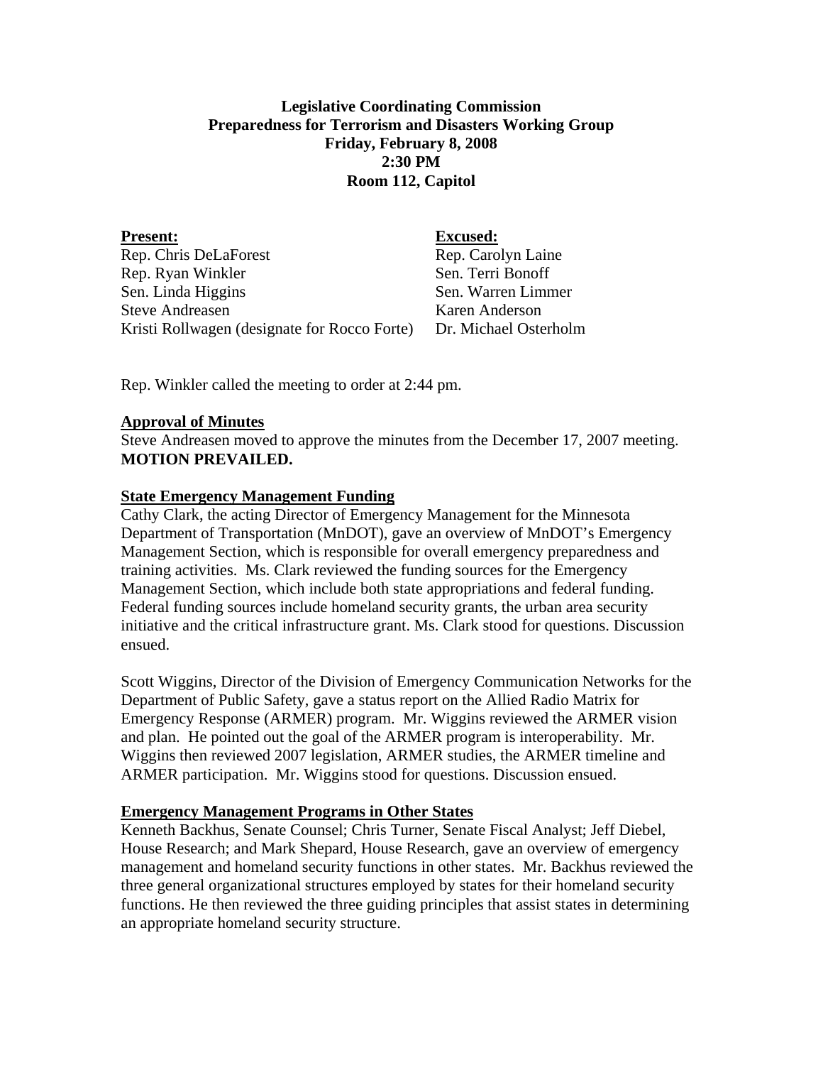**Legislative Coordinating Commission**
**Preparedness for Terrorism and Disasters Working Group**
**Friday, February 8, 2008**
**2:30 PM**
**Room 112, Capitol**

| **Present:** | **Excused:** |
| --- | --- |
| Rep. Chris DeLaForest | Rep. Carolyn Laine |
| Rep. Ryan Winkler | Sen. Terri Bonoff |
| Sen. Linda Higgins | Sen. Warren Limmer |
| Steve Andreasen | Karen Anderson |
| Kristi Rollwagen (designate for Rocco Forte) | Dr. Michael Osterholm |

Rep. Winkler called the meeting to order at 2:44 pm.

**Approval of Minutes**

Steve Andreasen moved to approve the minutes from the December 17, 2007 meeting. **MOTION PREVAILED.**

**State Emergency Management Funding**

Cathy Clark, the acting Director of Emergency Management for the Minnesota Department of Transportation (MnDOT), gave an overview of MnDOT's Emergency Management Section, which is responsible for overall emergency preparedness and training activities. Ms. Clark reviewed the funding sources for the Emergency Management Section, which include both state appropriations and federal funding. Federal funding sources include homeland security grants, the urban area security initiative and the critical infrastructure grant. Ms. Clark stood for questions. Discussion ensued.

Scott Wiggins, Director of the Division of Emergency Communication Networks for the Department of Public Safety, gave a status report on the Allied Radio Matrix for Emergency Response (ARMER) program. Mr. Wiggins reviewed the ARMER vision and plan. He pointed out the goal of the ARMER program is interoperability. Mr. Wiggins then reviewed 2007 legislation, ARMER studies, the ARMER timeline and ARMER participation. Mr. Wiggins stood for questions. Discussion ensued.

**Emergency Management Programs in Other States**

Kenneth Backhus, Senate Counsel; Chris Turner, Senate Fiscal Analyst; Jeff Diebel, House Research; and Mark Shepard, House Research, gave an overview of emergency management and homeland security functions in other states. Mr. Backhus reviewed the three general organizational structures employed by states for their homeland security functions. He then reviewed the three guiding principles that assist states in determining an appropriate homeland security structure.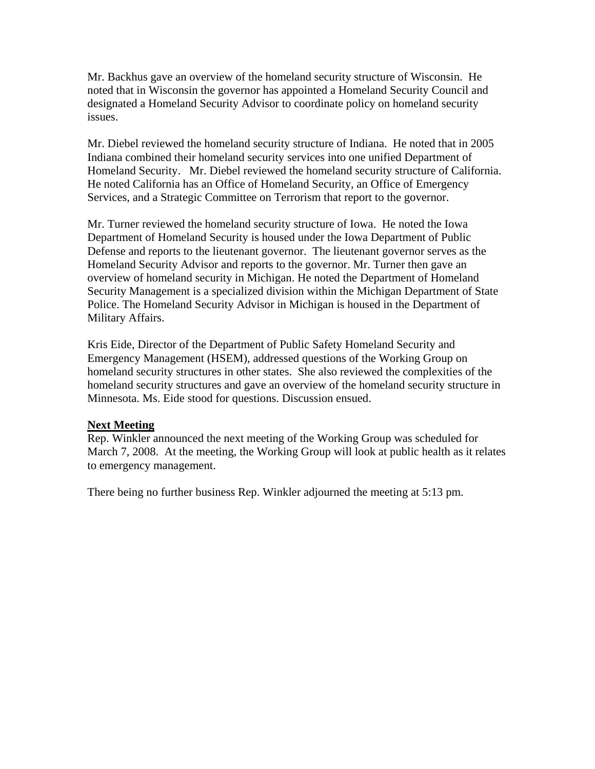Mr. Backhus gave an overview of the homeland security structure of Wisconsin. He noted that in Wisconsin the governor has appointed a Homeland Security Council and designated a Homeland Security Advisor to coordinate policy on homeland security issues.

Mr. Diebel reviewed the homeland security structure of Indiana. He noted that in 2005 Indiana combined their homeland security services into one unified Department of Homeland Security. Mr. Diebel reviewed the homeland security structure of California. He noted California has an Office of Homeland Security, an Office of Emergency Services, and a Strategic Committee on Terrorism that report to the governor.

Mr. Turner reviewed the homeland security structure of Iowa. He noted the Iowa Department of Homeland Security is housed under the Iowa Department of Public Defense and reports to the lieutenant governor. The lieutenant governor serves as the Homeland Security Advisor and reports to the governor. Mr. Turner then gave an overview of homeland security in Michigan. He noted the Department of Homeland Security Management is a specialized division within the Michigan Department of State Police. The Homeland Security Advisor in Michigan is housed in the Department of Military Affairs.

Kris Eide, Director of the Department of Public Safety Homeland Security and Emergency Management (HSEM), addressed questions of the Working Group on homeland security structures in other states. She also reviewed the complexities of the homeland security structures and gave an overview of the homeland security structure in Minnesota. Ms. Eide stood for questions. Discussion ensued.

**Next Meeting**

Rep. Winkler announced the next meeting of the Working Group was scheduled for March 7, 2008. At the meeting, the Working Group will look at public health as it relates to emergency management.

There being no further business Rep. Winkler adjourned the meeting at 5:13 pm.